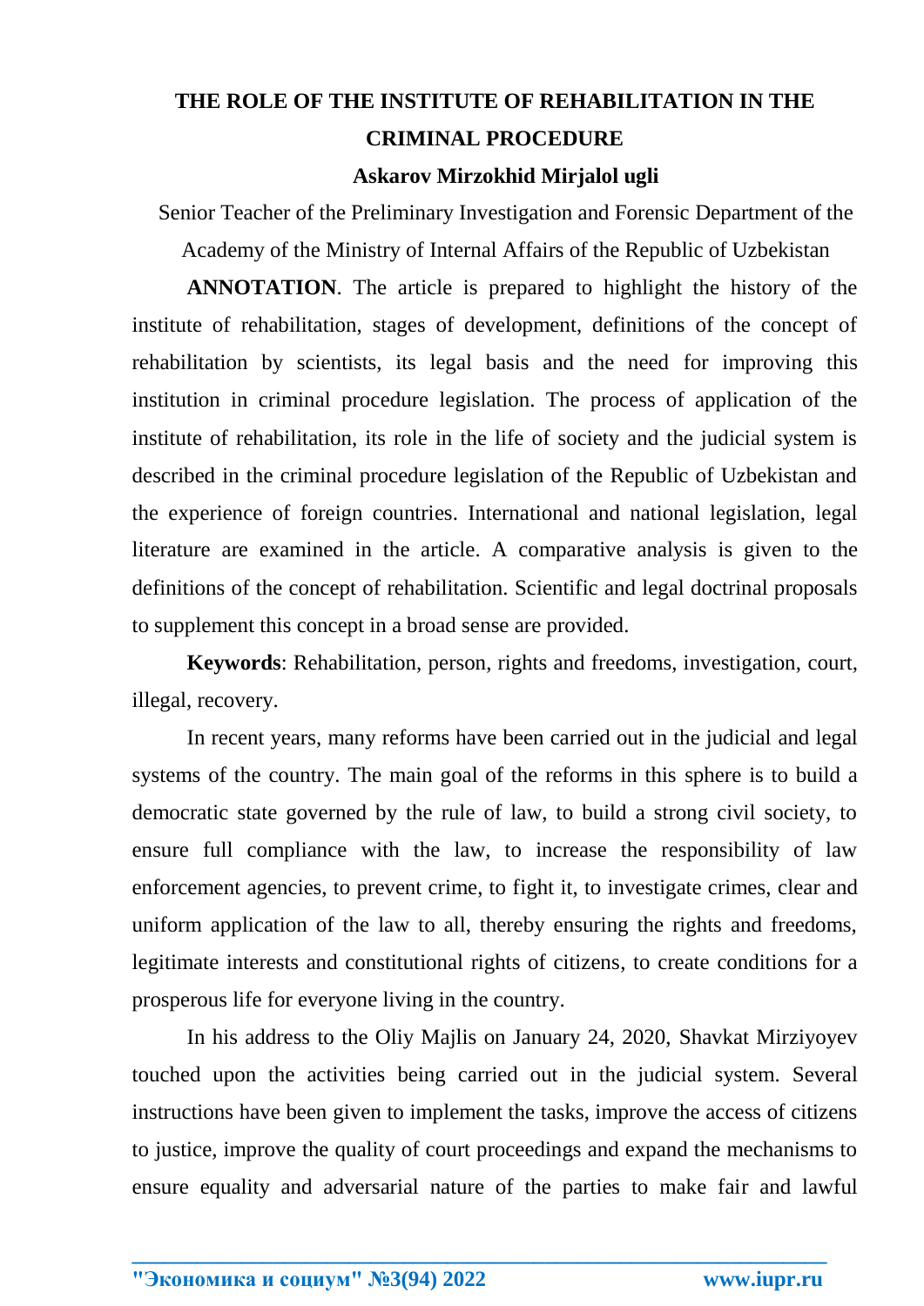# THE ROLE OF THE INSTITUTE OF REHABILITATION IN THE CRIMINAL PROCEDURE

**Askarov Mirzokhid Mirjalol ugli**

Senior Teacher of the Preliminary Investigation and Forensic Department of the Academy of the Ministry of Internal Affairs of the Republic of Uzbekistan

**ANNOTATION**. The article is prepared to highlight the history of the institute of rehabilitation, stages of development, definitions of the concept of rehabilitation by scientists, its legal basis and the need for improving this institution in criminal procedure legislation. The process of application of the institute of rehabilitation, its role in the life of society and the judicial system is described in the criminal procedure legislation of the Republic of Uzbekistan and the experience of foreign countries. International and national legislation, legal literature are examined in the article. A comparative analysis is given to the definitions of the concept of rehabilitation. Scientific and legal doctrinal proposals to supplement this concept in a broad sense are provided.

**Keywords**: Rehabilitation, person, rights and freedoms, investigation, court, illegal, recovery.

In recent years, many reforms have been carried out in the judicial and legal systems of the country. The main goal of the reforms in this sphere is to build a democratic state governed by the rule of law, to build a strong civil society, to ensure full compliance with the law, to increase the responsibility of law enforcement agencies, to prevent crime, to fight it, to investigate crimes, clear and uniform application of the law to all, thereby ensuring the rights and freedoms, legitimate interests and constitutional rights of citizens, to create conditions for a prosperous life for everyone living in the country.

In his address to the Oliy Majlis on January 24, 2020, Shavkat Mirziyoyev touched upon the activities being carried out in the judicial system. Several instructions have been given to implement the tasks, improve the access of citizens to justice, improve the quality of court proceedings and expand the mechanisms to ensure equality and adversarial nature of the parties to make fair and lawful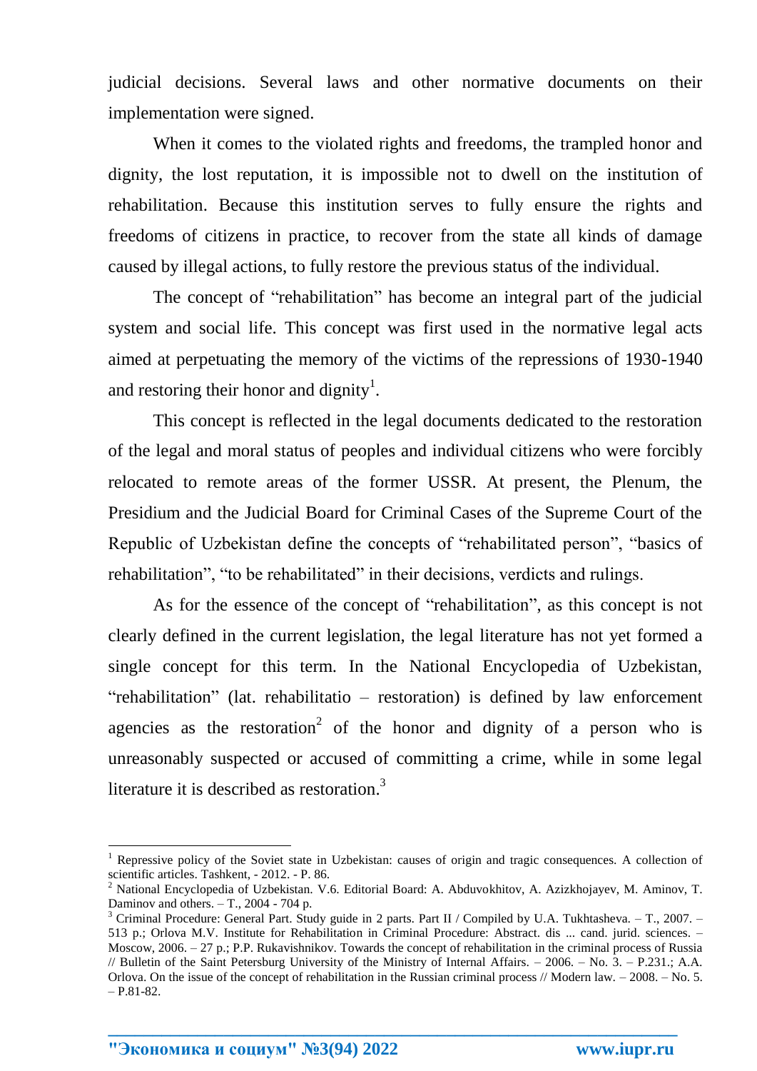judicial decisions. Several laws and other normative documents on their implementation were signed.

When it comes to the violated rights and freedoms, the trampled honor and dignity, the lost reputation, it is impossible not to dwell on the institution of rehabilitation. Because this institution serves to fully ensure the rights and freedoms of citizens in practice, to recover from the state all kinds of damage caused by illegal actions, to fully restore the previous status of the individual.

The concept of "rehabilitation" has become an integral part of the judicial system and social life. This concept was first used in the normative legal acts aimed at perpetuating the memory of the victims of the repressions of 1930-1940 and restoring their honor and dignity[1].

This concept is reflected in the legal documents dedicated to the restoration of the legal and moral status of peoples and individual citizens who were forcibly relocated to remote areas of the former USSR. At present, the Plenum, the Presidium and the Judicial Board for Criminal Cases of the Supreme Court of the Republic of Uzbekistan define the concepts of "rehabilitated person", "basics of rehabilitation", "to be rehabilitated" in their decisions, verdicts and rulings.

As for the essence of the concept of "rehabilitation", as this concept is not clearly defined in the current legislation, the legal literature has not yet formed a single concept for this term. In the National Encyclopedia of Uzbekistan, "rehabilitation" (lat. rehabilitatio – restoration) is defined by law enforcement agencies as the restoration[2] of the honor and dignity of a person who is unreasonably suspected or accused of committing a crime, while in some legal literature it is described as restoration.[3]

---

[1] Repressive policy of the Soviet state in Uzbekistan: causes of origin and tragic consequences. A collection of scientific articles. Tashkent, - 2012. - P. 86.

[2] National Encyclopedia of Uzbekistan. V.6. Editorial Board: A. Abduvokhitov, A. Azizkhojayev, M. Aminov, T. Daminov and others. – T., 2004 - 704 p.

[3] Criminal Procedure: General Part. Study guide in 2 parts. Part II / Compiled by U.A. Tukhtasheva. – T., 2007. – 513 p.; Orlova M.V. Institute for Rehabilitation in Criminal Procedure: Abstract. dis ... cand. jurid. sciences. – Moscow, 2006. – 27 p.; P.P. Rukavishnikov. Towards the concept of rehabilitation in the criminal process of Russia // Bulletin of the Saint Petersburg University of the Ministry of Internal Affairs. – 2006. – No. 3. – P.231.; A.A. Orlova. On the issue of the concept of rehabilitation in the Russian criminal process // Modern law. – 2008. – No. 5. – P.81-82.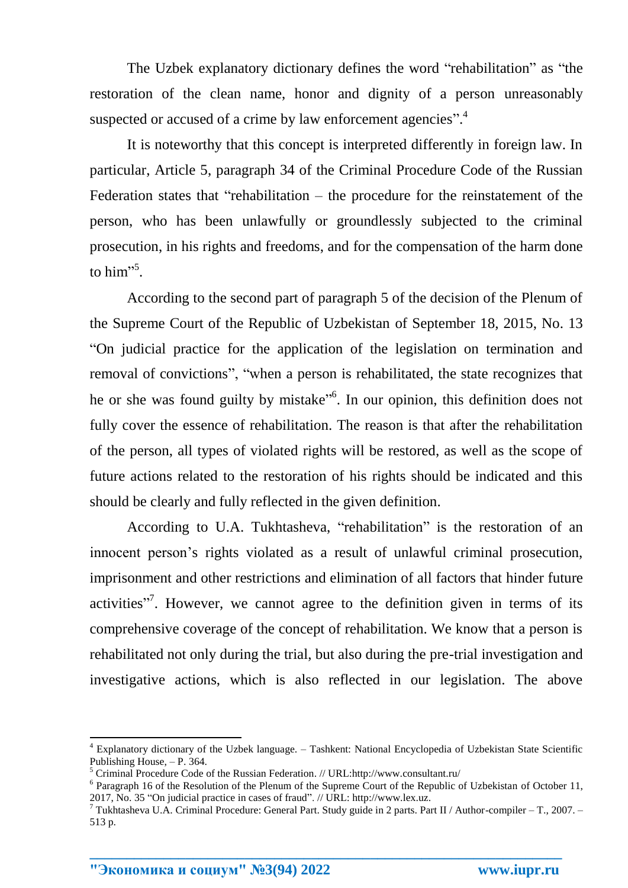The Uzbek explanatory dictionary defines the word "rehabilitation" as "the restoration of the clean name, honor and dignity of a person unreasonably suspected or accused of a crime by law enforcement agencies".[4]

It is noteworthy that this concept is interpreted differently in foreign law. In particular, Article 5, paragraph 34 of the Criminal Procedure Code of the Russian Federation states that "rehabilitation – the procedure for the reinstatement of the person, who has been unlawfully or groundlessly subjected to the criminal prosecution, in his rights and freedoms, and for the compensation of the harm done to him"[5].

According to the second part of paragraph 5 of the decision of the Plenum of the Supreme Court of the Republic of Uzbekistan of September 18, 2015, No. 13 "On judicial practice for the application of the legislation on termination and removal of convictions", "when a person is rehabilitated, the state recognizes that he or she was found guilty by mistake"[6]. In our opinion, this definition does not fully cover the essence of rehabilitation. The reason is that after the rehabilitation of the person, all types of violated rights will be restored, as well as the scope of future actions related to the restoration of his rights should be indicated and this should be clearly and fully reflected in the given definition.

According to U.A. Tukhtasheva, "rehabilitation" is the restoration of an innocent person's rights violated as a result of unlawful criminal prosecution, imprisonment and other restrictions and elimination of all factors that hinder future activities"[7]. However, we cannot agree to the definition given in terms of its comprehensive coverage of the concept of rehabilitation. We know that a person is rehabilitated not only during the trial, but also during the pre-trial investigation and investigative actions, which is also reflected in our legislation. The above

---

[4] Explanatory dictionary of the Uzbek language. – Tashkent: National Encyclopedia of Uzbekistan State Scientific Publishing House, – P. 364.

[5] Criminal Procedure Code of the Russian Federation. // URL:http://www.consultant.ru/

[6] Paragraph 16 of the Resolution of the Plenum of the Supreme Court of the Republic of Uzbekistan of October 11, 2017, No. 35 "On judicial practice in cases of fraud". // URL: http://www.lex.uz.

[7] Tukhtasheva U.A. Criminal Procedure: General Part. Study guide in 2 parts. Part II / Author-compiler – T., 2007. – 513 p.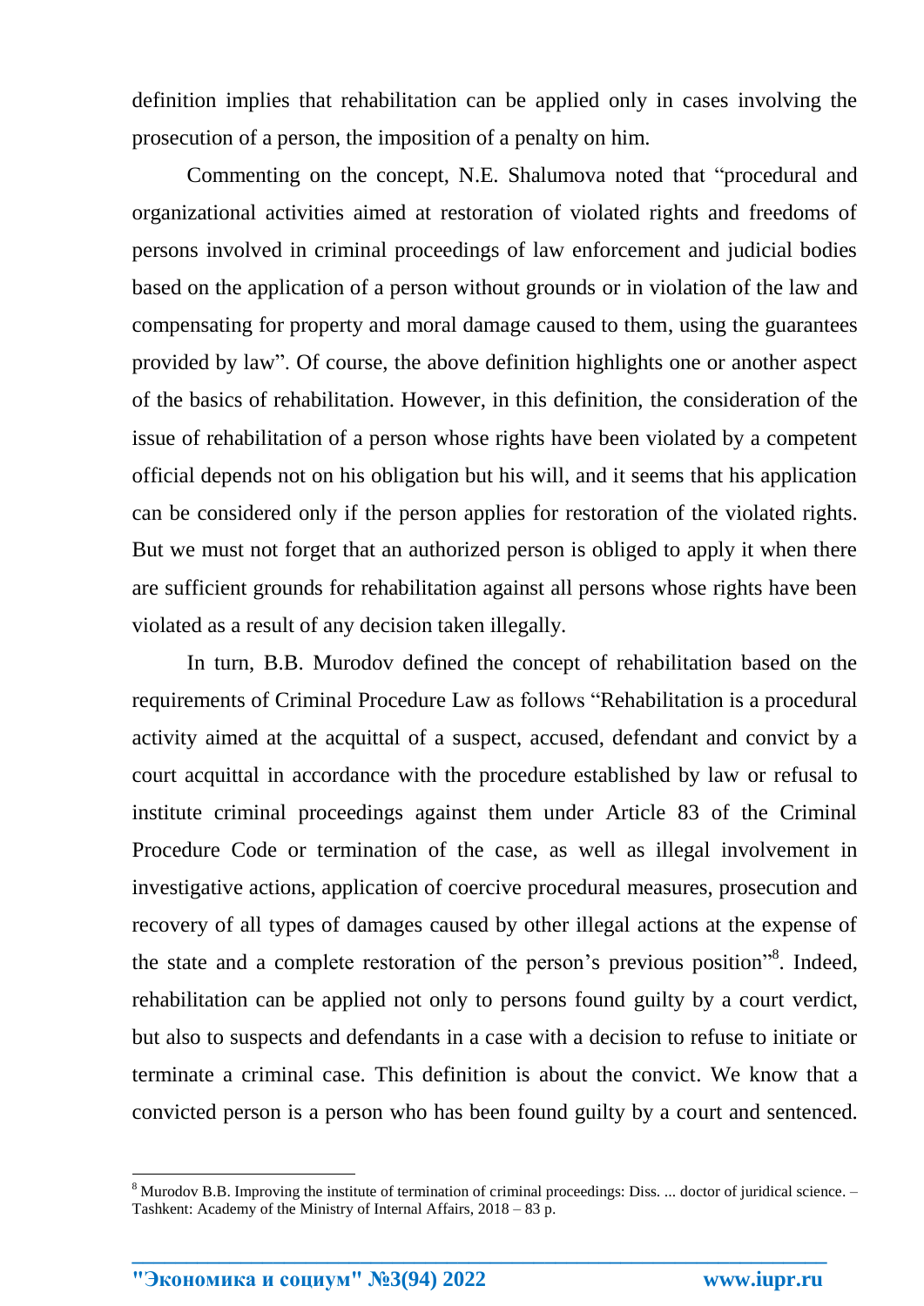definition implies that rehabilitation can be applied only in cases involving the prosecution of a person, the imposition of a penalty on him.

Commenting on the concept, N.E. Shalumova noted that "procedural and organizational activities aimed at restoration of violated rights and freedoms of persons involved in criminal proceedings of law enforcement and judicial bodies based on the application of a person without grounds or in violation of the law and compensating for property and moral damage caused to them, using the guarantees provided by law". Of course, the above definition highlights one or another aspect of the basics of rehabilitation. However, in this definition, the consideration of the issue of rehabilitation of a person whose rights have been violated by a competent official depends not on his obligation but his will, and it seems that his application can be considered only if the person applies for restoration of the violated rights. But we must not forget that an authorized person is obliged to apply it when there are sufficient grounds for rehabilitation against all persons whose rights have been violated as a result of any decision taken illegally.

In turn, B.B. Murodov defined the concept of rehabilitation based on the requirements of Criminal Procedure Law as follows "Rehabilitation is a procedural activity aimed at the acquittal of a suspect, accused, defendant and convict by a court acquittal in accordance with the procedure established by law or refusal to institute criminal proceedings against them under Article 83 of the Criminal Procedure Code or termination of the case, as well as illegal involvement in investigative actions, application of coercive procedural measures, prosecution and recovery of all types of damages caused by other illegal actions at the expense of the state and a complete restoration of the person's previous position"[8]. Indeed, rehabilitation can be applied not only to persons found guilty by a court verdict, but also to suspects and defendants in a case with a decision to refuse to initiate or terminate a criminal case. This definition is about the convict. We know that a convicted person is a person who has been found guilty by a court and sentenced.

[8] Murodov B.B. Improving the institute of termination of criminal proceedings: Diss. ... doctor of juridical science. – Tashkent: Academy of the Ministry of Internal Affairs, 2018 – 83 p.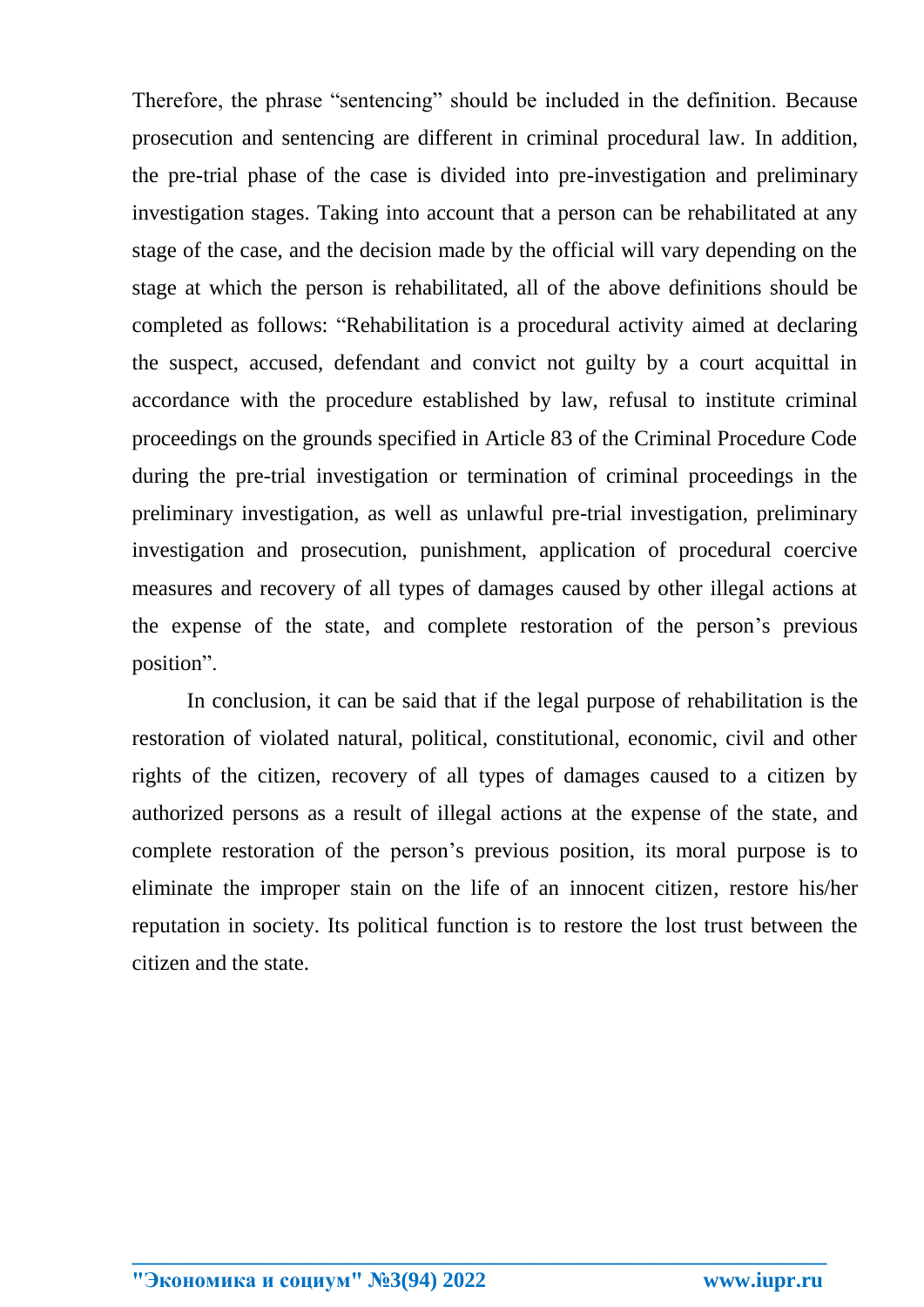Therefore, the phrase "sentencing" should be included in the definition. Because prosecution and sentencing are different in criminal procedural law. In addition, the pre-trial phase of the case is divided into pre-investigation and preliminary investigation stages. Taking into account that a person can be rehabilitated at any stage of the case, and the decision made by the official will vary depending on the stage at which the person is rehabilitated, all of the above definitions should be completed as follows: "Rehabilitation is a procedural activity aimed at declaring the suspect, accused, defendant and convict not guilty by a court acquittal in accordance with the procedure established by law, refusal to institute criminal proceedings on the grounds specified in Article 83 of the Criminal Procedure Code during the pre-trial investigation or termination of criminal proceedings in the preliminary investigation, as well as unlawful pre-trial investigation, preliminary investigation and prosecution, punishment, application of procedural coercive measures and recovery of all types of damages caused by other illegal actions at the expense of the state, and complete restoration of the person's previous position".

In conclusion, it can be said that if the legal purpose of rehabilitation is the restoration of violated natural, political, constitutional, economic, civil and other rights of the citizen, recovery of all types of damages caused to a citizen by authorized persons as a result of illegal actions at the expense of the state, and complete restoration of the person's previous position, its moral purpose is to eliminate the improper stain on the life of an innocent citizen, restore his/her reputation in society. Its political function is to restore the lost trust between the citizen and the state.